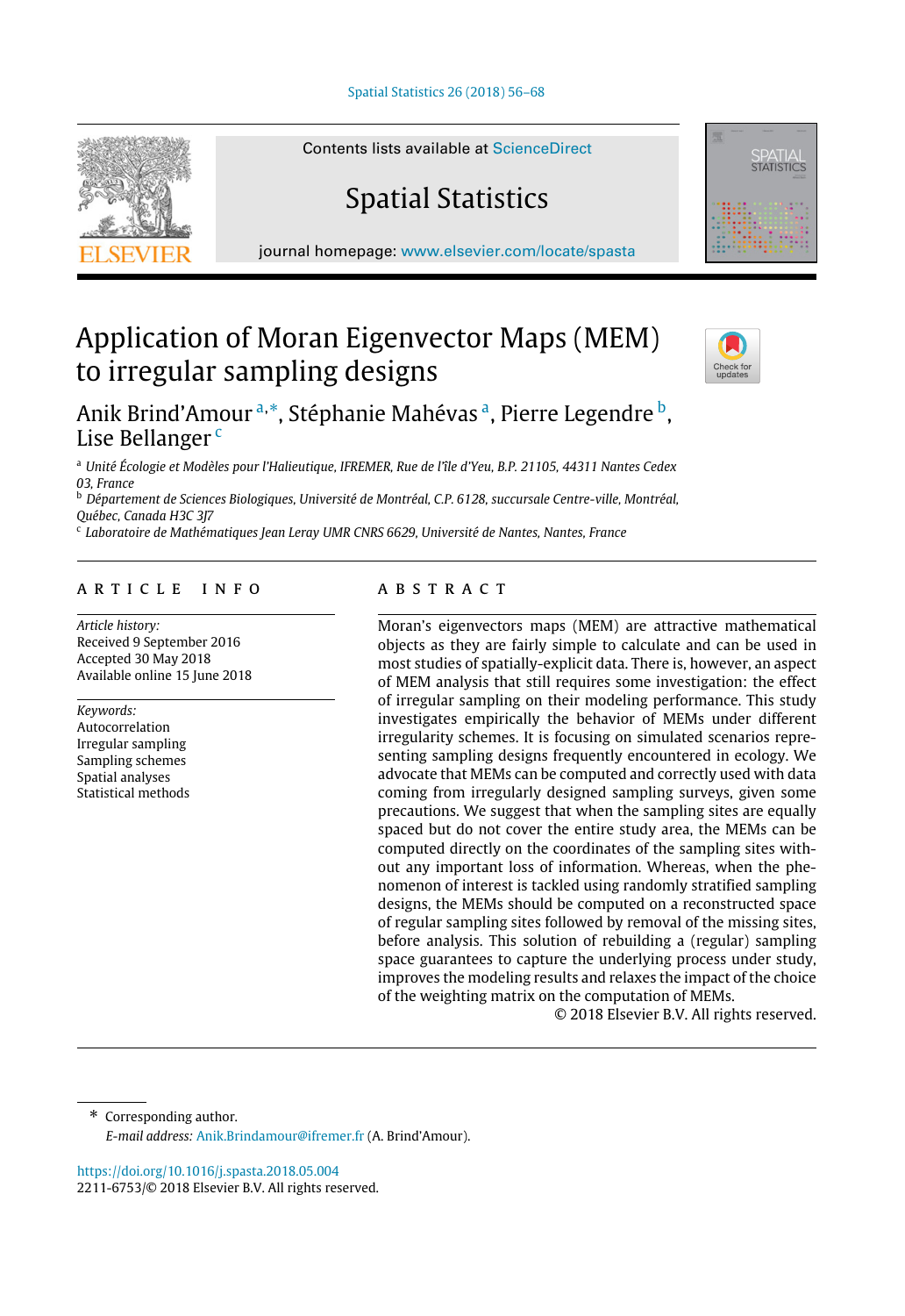# Application of Moran Eigenvector Maps (MEM) to irregular sampling designs

Anik Brind'Amour [a,*], Stéphanie Mahévas [a], Pierre Legendre [b], Lise Bellanger [c]

[a] *Unité Écologie et Modèles pour l'Halieutique, IFREMER, Rue de l'île d'Yeu, B.P. 21105, 44311 Nantes Cedex 03, France*

[b] *Département de Sciences Biologiques, Université de Montréal, C.P. 6128, succursale Centre-ville, Montréal, Québec, Canada H3C 3J7*

[c] *Laboratoire de Mathématiques Jean Leray UMR CNRS 6629, Université de Nantes, Nantes, France*

## ARTICLE INFO

*Article history:*
Received 9 September 2016
Accepted 30 May 2018
Available online 15 June 2018

*Keywords:*
Autocorrelation
Irregular sampling
Sampling schemes
Spatial analyses
Statistical methods

## ABSTRACT

Moran's eigenvectors maps (MEM) are attractive mathematical objects as they are fairly simple to calculate and can be used in most studies of spatially-explicit data. There is, however, an aspect of MEM analysis that still requires some investigation: the effect of irregular sampling on their modeling performance. This study investigates empirically the behavior of MEMs under different irregularity schemes. It is focusing on simulated scenarios representing sampling designs frequently encountered in ecology. We advocate that MEMs can be computed and correctly used with data coming from irregularly designed sampling surveys, given some precautions. We suggest that when the sampling sites are equally spaced but do not cover the entire study area, the MEMs can be computed directly on the coordinates of the sampling sites without any important loss of information. Whereas, when the phenomenon of interest is tackled using randomly stratified sampling designs, the MEMs should be computed on a reconstructed space of regular sampling sites followed by removal of the missing sites, before analysis. This solution of rebuilding a (regular) sampling space guarantees to capture the underlying process under study, improves the modeling results and relaxes the impact of the choice of the weighting matrix on the computation of MEMs.

© 2018 Elsevier B.V. All rights reserved.

\* Corresponding author.
*E-mail address:* Anik.Brindamour@ifremer.fr (A. Brind'Amour).

https://doi.org/10.1016/j.spasta.2018.05.004
2211-6753/© 2018 Elsevier B.V. All rights reserved.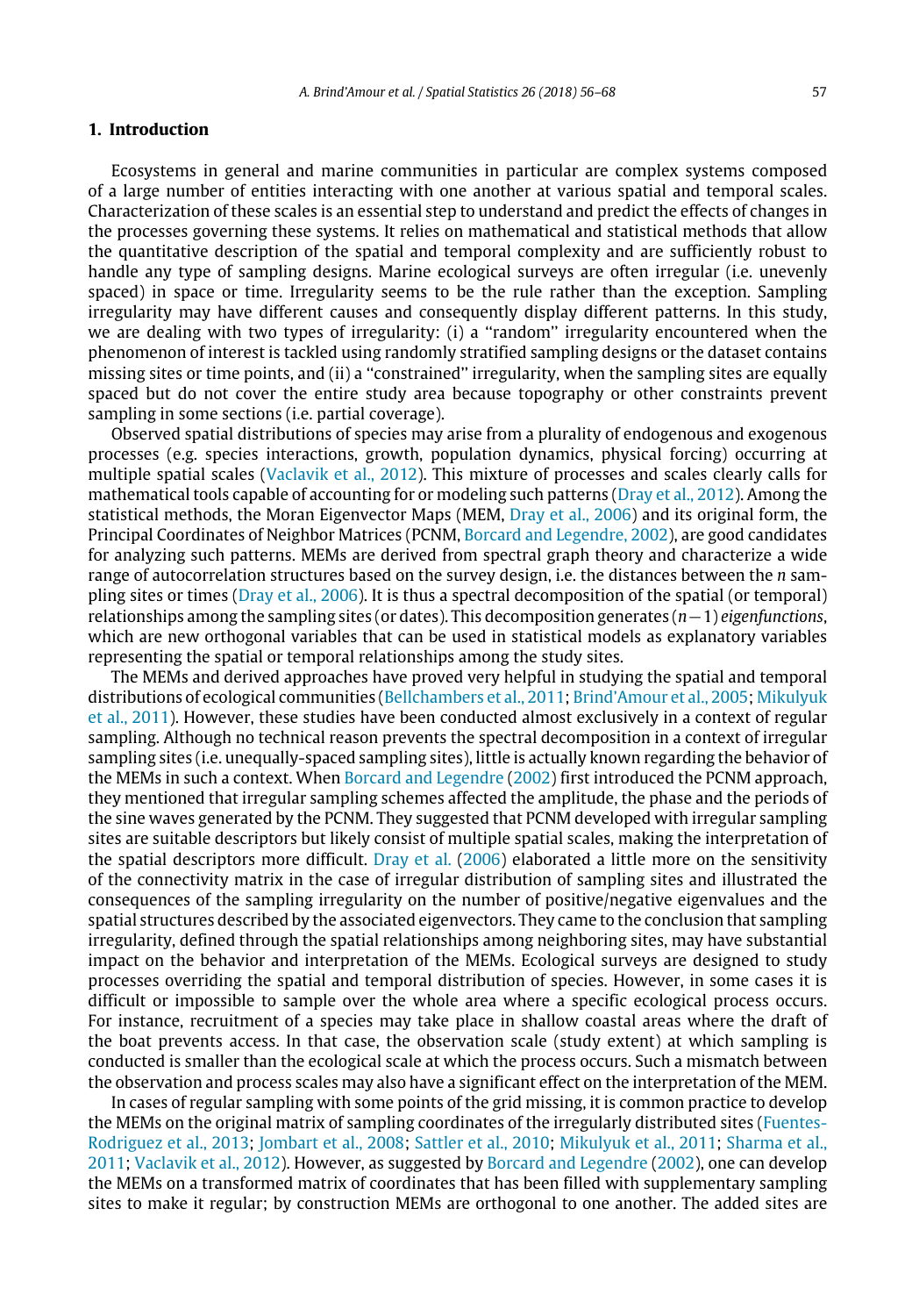## 1. Introduction

Ecosystems in general and marine communities in particular are complex systems composed of a large number of entities interacting with one another at various spatial and temporal scales. Characterization of these scales is an essential step to understand and predict the effects of changes in the processes governing these systems. It relies on mathematical and statistical methods that allow the quantitative description of the spatial and temporal complexity and are sufficiently robust to handle any type of sampling designs. Marine ecological surveys are often irregular (i.e. unevenly spaced) in space or time. Irregularity seems to be the rule rather than the exception. Sampling irregularity may have different causes and consequently display different patterns. In this study, we are dealing with two types of irregularity: (i) a "random" irregularity encountered when the phenomenon of interest is tackled using randomly stratified sampling designs or the dataset contains missing sites or time points, and (ii) a "constrained" irregularity, when the sampling sites are equally spaced but do not cover the entire study area because topography or other constraints prevent sampling in some sections (i.e. partial coverage).

Observed spatial distributions of species may arise from a plurality of endogenous and exogenous processes (e.g. species interactions, growth, population dynamics, physical forcing) occurring at multiple spatial scales (Vaclavik et al., 2012). This mixture of processes and scales clearly calls for mathematical tools capable of accounting for or modeling such patterns (Dray et al., 2012). Among the statistical methods, the Moran Eigenvector Maps (MEM, Dray et al., 2006) and its original form, the Principal Coordinates of Neighbor Matrices (PCNM, Borcard and Legendre, 2002), are good candidates for analyzing such patterns. MEMs are derived from spectral graph theory and characterize a wide range of autocorrelation structures based on the survey design, i.e. the distances between the $n$ sampling sites or times (Dray et al., 2006). It is thus a spectral decomposition of the spatial (or temporal) relationships among the sampling sites (or dates). This decomposition generates $(n-1)$ *eigenfunctions*, which are new orthogonal variables that can be used in statistical models as explanatory variables representing the spatial or temporal relationships among the study sites.

The MEMs and derived approaches have proved very helpful in studying the spatial and temporal distributions of ecological communities (Bellchambers et al., 2011; Brind'Amour et al., 2005; Mikulyuk et al., 2011). However, these studies have been conducted almost exclusively in a context of regular sampling. Although no technical reason prevents the spectral decomposition in a context of irregular sampling sites (i.e. unequally-spaced sampling sites), little is actually known regarding the behavior of the MEMs in such a context. When Borcard and Legendre (2002) first introduced the PCNM approach, they mentioned that irregular sampling schemes affected the amplitude, the phase and the periods of the sine waves generated by the PCNM. They suggested that PCNM developed with irregular sampling sites are suitable descriptors but likely consist of multiple spatial scales, making the interpretation of the spatial descriptors more difficult. Dray et al. (2006) elaborated a little more on the sensitivity of the connectivity matrix in the case of irregular distribution of sampling sites and illustrated the consequences of the sampling irregularity on the number of positive/negative eigenvalues and the spatial structures described by the associated eigenvectors. They came to the conclusion that sampling irregularity, defined through the spatial relationships among neighboring sites, may have substantial impact on the behavior and interpretation of the MEMs. Ecological surveys are designed to study processes overriding the spatial and temporal distribution of species. However, in some cases it is difficult or impossible to sample over the whole area where a specific ecological process occurs. For instance, recruitment of a species may take place in shallow coastal areas where the draft of the boat prevents access. In that case, the observation scale (study extent) at which sampling is conducted is smaller than the ecological scale at which the process occurs. Such a mismatch between the observation and process scales may also have a significant effect on the interpretation of the MEM.

In cases of regular sampling with some points of the grid missing, it is common practice to develop the MEMs on the original matrix of sampling coordinates of the irregularly distributed sites (Fuentes-Rodriguez et al., 2013; Jombart et al., 2008; Sattler et al., 2010; Mikulyuk et al., 2011; Sharma et al., 2011; Vaclavik et al., 2012). However, as suggested by Borcard and Legendre (2002), one can develop the MEMs on a transformed matrix of coordinates that has been filled with supplementary sampling sites to make it regular; by construction MEMs are orthogonal to one another. The added sites are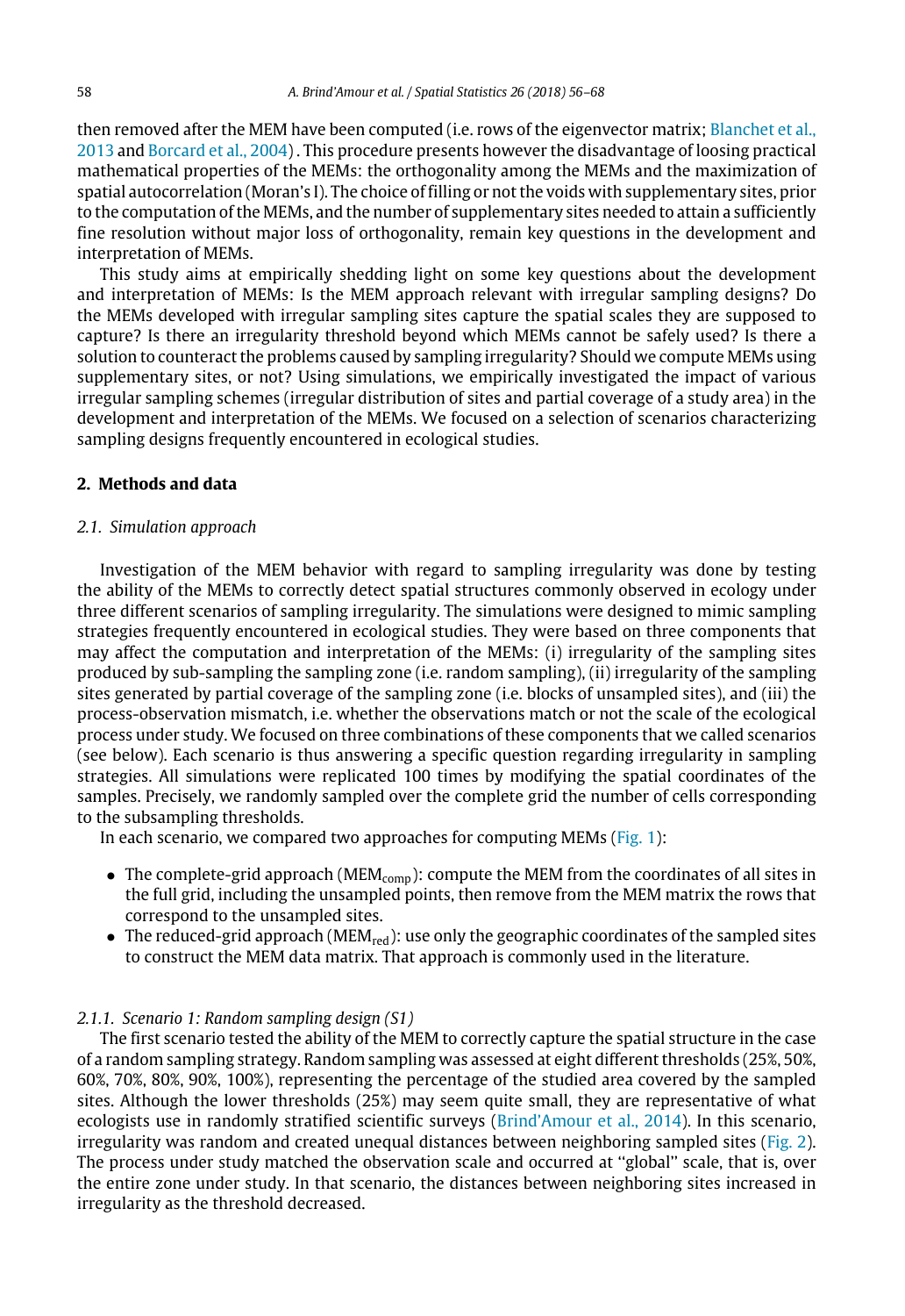then removed after the MEM have been computed (i.e. rows of the eigenvector matrix; Blanchet et al., 2013 and Borcard et al., 2004) . This procedure presents however the disadvantage of loosing practical mathematical properties of the MEMs: the orthogonality among the MEMs and the maximization of spatial autocorrelation (Moran's I). The choice of filling or not the voids with supplementary sites, prior to the computation of the MEMs, and the number of supplementary sites needed to attain a sufficiently fine resolution without major loss of orthogonality, remain key questions in the development and interpretation of MEMs.

This study aims at empirically shedding light on some key questions about the development and interpretation of MEMs: Is the MEM approach relevant with irregular sampling designs? Do the MEMs developed with irregular sampling sites capture the spatial scales they are supposed to capture? Is there an irregularity threshold beyond which MEMs cannot be safely used? Is there a solution to counteract the problems caused by sampling irregularity? Should we compute MEMs using supplementary sites, or not? Using simulations, we empirically investigated the impact of various irregular sampling schemes (irregular distribution of sites and partial coverage of a study area) in the development and interpretation of the MEMs. We focused on a selection of scenarios characterizing sampling designs frequently encountered in ecological studies.

## 2. Methods and data

### 2.1. Simulation approach

Investigation of the MEM behavior with regard to sampling irregularity was done by testing the ability of the MEMs to correctly detect spatial structures commonly observed in ecology under three different scenarios of sampling irregularity. The simulations were designed to mimic sampling strategies frequently encountered in ecological studies. They were based on three components that may affect the computation and interpretation of the MEMs: (i) irregularity of the sampling sites produced by sub-sampling the sampling zone (i.e. random sampling), (ii) irregularity of the sampling sites generated by partial coverage of the sampling zone (i.e. blocks of unsampled sites), and (iii) the process-observation mismatch, i.e. whether the observations match or not the scale of the ecological process under study. We focused on three combinations of these components that we called scenarios (see below). Each scenario is thus answering a specific question regarding irregularity in sampling strategies. All simulations were replicated 100 times by modifying the spatial coordinates of the samples. Precisely, we randomly sampled over the complete grid the number of cells corresponding to the subsampling thresholds.

In each scenario, we compared two approaches for computing MEMs (Fig. 1):

- The complete-grid approach ($MEM_{comp}$): compute the MEM from the coordinates of all sites in the full grid, including the unsampled points, then remove from the MEM matrix the rows that correspond to the unsampled sites.
- The reduced-grid approach ($MEM_{red}$): use only the geographic coordinates of the sampled sites to construct the MEM data matrix. That approach is commonly used in the literature.

#### 2.1.1. Scenario 1: Random sampling design (S1)

The first scenario tested the ability of the MEM to correctly capture the spatial structure in the case of a random sampling strategy. Random sampling was assessed at eight different thresholds (25%, 50%, 60%, 70%, 80%, 90%, 100%), representing the percentage of the studied area covered by the sampled sites. Although the lower thresholds (25%) may seem quite small, they are representative of what ecologists use in randomly stratified scientific surveys (Brind'Amour et al., 2014). In this scenario, irregularity was random and created unequal distances between neighboring sampled sites (Fig. 2). The process under study matched the observation scale and occurred at "global" scale, that is, over the entire zone under study. In that scenario, the distances between neighboring sites increased in irregularity as the threshold decreased.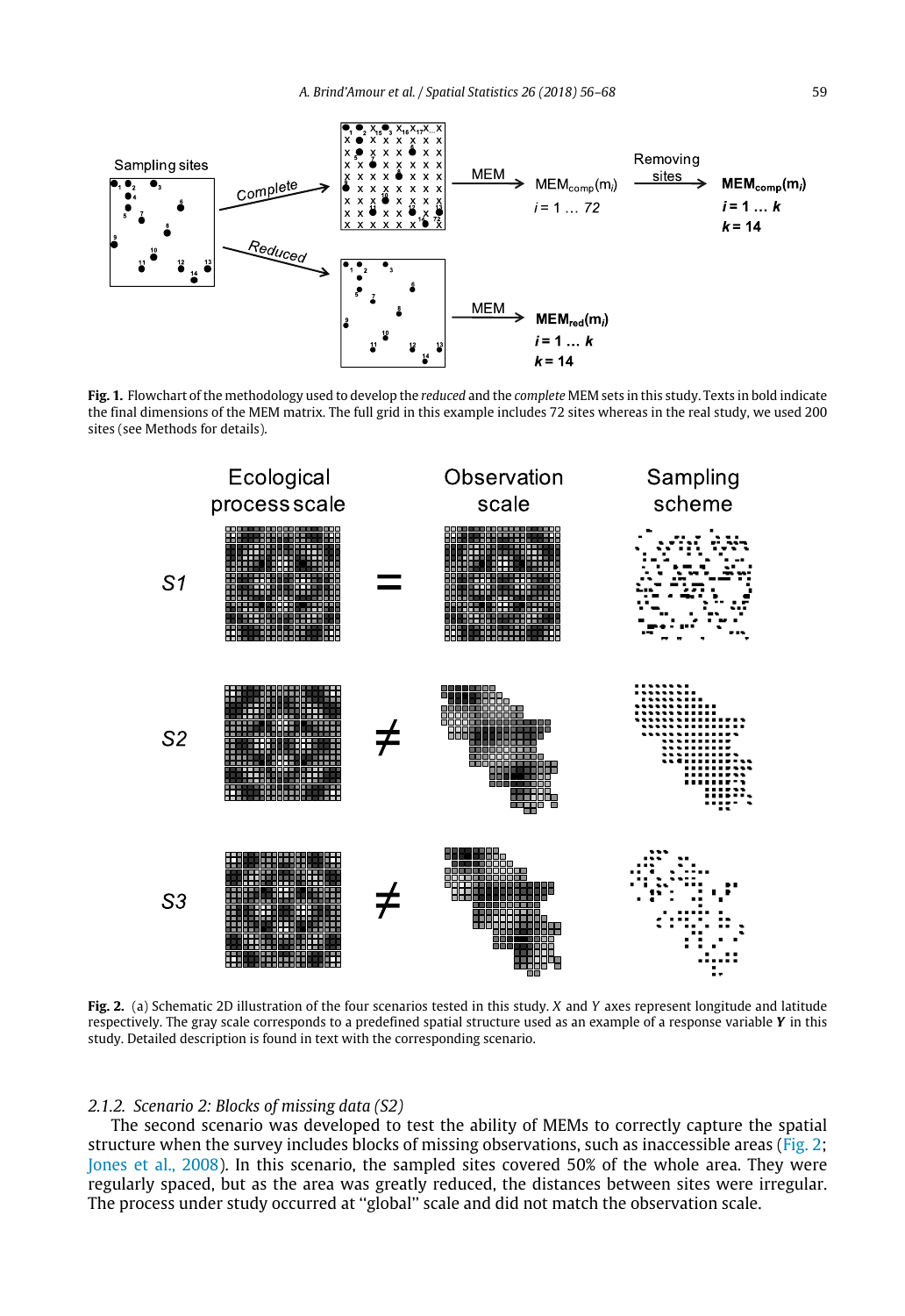**Fig. 1.** Flowchart of the methodology used to develop the *reduced* and the *complete* MEM sets in this study. Texts in bold indicate the final dimensions of the MEM matrix. The full grid in this example includes 72 sites whereas in the real study, we used 200 sites (see Methods for details).

**Fig. 2.** (a) Schematic 2D illustration of the four scenarios tested in this study. *X* and *Y* axes represent longitude and latitude respectively. The gray scale corresponds to a predefined spatial structure used as an example of a response variable ***Y*** in this study. Detailed description is found in text with the corresponding scenario.

#### 2.1.2. Scenario 2: Blocks of missing data (S2)

The second scenario was developed to test the ability of MEMs to correctly capture the spatial structure when the survey includes blocks of missing observations, such as inaccessible areas (Fig. 2; Jones et al., 2008). In this scenario, the sampled sites covered 50% of the whole area. They were regularly spaced, but as the area was greatly reduced, the distances between sites were irregular. The process under study occurred at ''global'' scale and did not match the observation scale.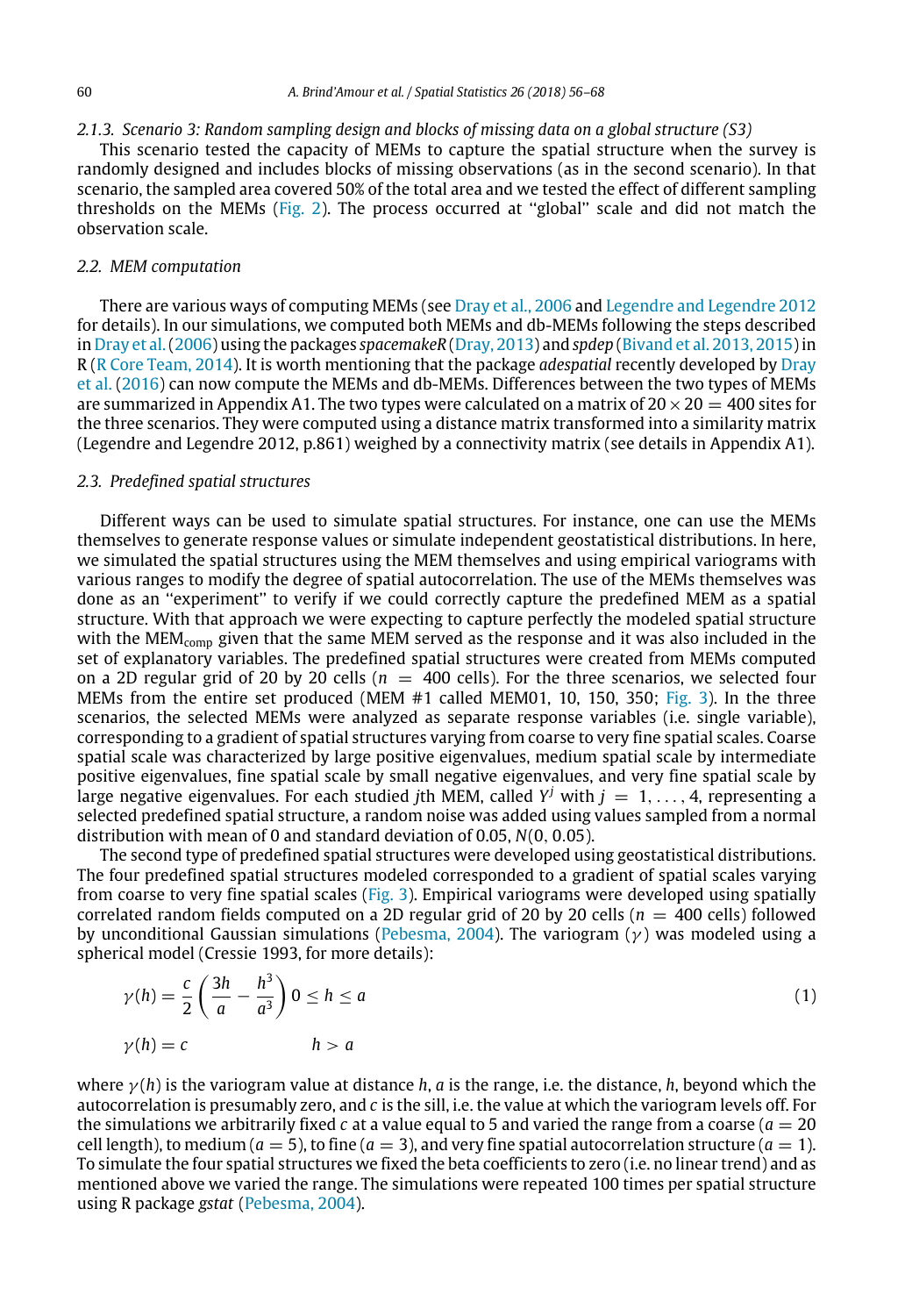#### 2.1.3. Scenario 3: Random sampling design and blocks of missing data on a global structure (S3)

This scenario tested the capacity of MEMs to capture the spatial structure when the survey is randomly designed and includes blocks of missing observations (as in the second scenario). In that scenario, the sampled area covered 50% of the total area and we tested the effect of different sampling thresholds on the MEMs (Fig. 2). The process occurred at "global" scale and did not match the observation scale.

### 2.2. MEM computation

There are various ways of computing MEMs (see Dray et al., 2006 and Legendre and Legendre 2012 for details). In our simulations, we computed both MEMs and db-MEMs following the steps described in Dray et al. (2006) using the packages *spacemakeR* (Dray, 2013) and *spdep* (Bivand et al. 2013, 2015) in R (R Core Team, 2014). It is worth mentioning that the package *adespatial* recently developed by Dray et al. (2016) can now compute the MEMs and db-MEMs. Differences between the two types of MEMs are summarized in Appendix A1. The two types were calculated on a matrix of $20 \times 20 = 400$ sites for the three scenarios. They were computed using a distance matrix transformed into a similarity matrix (Legendre and Legendre 2012, p.861) weighed by a connectivity matrix (see details in Appendix A1).

### 2.3. Predefined spatial structures

Different ways can be used to simulate spatial structures. For instance, one can use the MEMs themselves to generate response values or simulate independent geostatistical distributions. In here, we simulated the spatial structures using the MEM themselves and using empirical variograms with various ranges to modify the degree of spatial autocorrelation. The use of the MEMs themselves was done as an "experiment" to verify if we could correctly capture the predefined MEM as a spatial structure. With that approach we were expecting to capture perfectly the modeled spatial structure with the $MEM_{comp}$ given that the same MEM served as the response and it was also included in the set of explanatory variables. The predefined spatial structures were created from MEMs computed on a 2D regular grid of 20 by 20 cells ($n = 400$ cells). For the three scenarios, we selected four MEMs from the entire set produced (MEM #1 called MEM01, 10, 150, 350; Fig. 3). In the three scenarios, the selected MEMs were analyzed as separate response variables (i.e. single variable), corresponding to a gradient of spatial structures varying from coarse to very fine spatial scales. Coarse spatial scale was characterized by large positive eigenvalues, medium spatial scale by intermediate positive eigenvalues, fine spatial scale by small negative eigenvalues, and very fine spatial scale by large negative eigenvalues. For each studied *j*th MEM, called $Y^j$ with $j = 1, \ldots, 4$, representing a selected predefined spatial structure, a random noise was added using values sampled from a normal distribution with mean of 0 and standard deviation of 0.05, $N(0, 0.05)$.

The second type of predefined spatial structures were developed using geostatistical distributions. The four predefined spatial structures modeled corresponded to a gradient of spatial scales varying from coarse to very fine spatial scales (Fig. 3). Empirical variograms were developed using spatially correlated random fields computed on a 2D regular grid of 20 by 20 cells ($n = 400$ cells) followed by unconditional Gaussian simulations (Pebesma, 2004). The variogram ($\gamma$) was modeled using a spherical model (Cressie 1993, for more details):

$$\gamma(h) = \frac{c}{2}\left(\frac{3h}{a} - \frac{h^3}{a^3}\right) \quad 0 \leq h \leq a \tag{1}$$

$$\gamma(h) = c \quad\quad h > a$$

where $\gamma(h)$ is the variogram value at distance $h$, $a$ is the range, i.e. the distance, $h$, beyond which the autocorrelation is presumably zero, and $c$ is the sill, i.e. the value at which the variogram levels off. For the simulations we arbitrarily fixed $c$ at a value equal to 5 and varied the range from a coarse ($a = 20$ cell length), to medium ($a = 5$), to fine ($a = 3$), and very fine spatial autocorrelation structure ($a = 1$). To simulate the four spatial structures we fixed the beta coefficients to zero (i.e. no linear trend) and as mentioned above we varied the range. The simulations were repeated 100 times per spatial structure using R package *gstat* (Pebesma, 2004).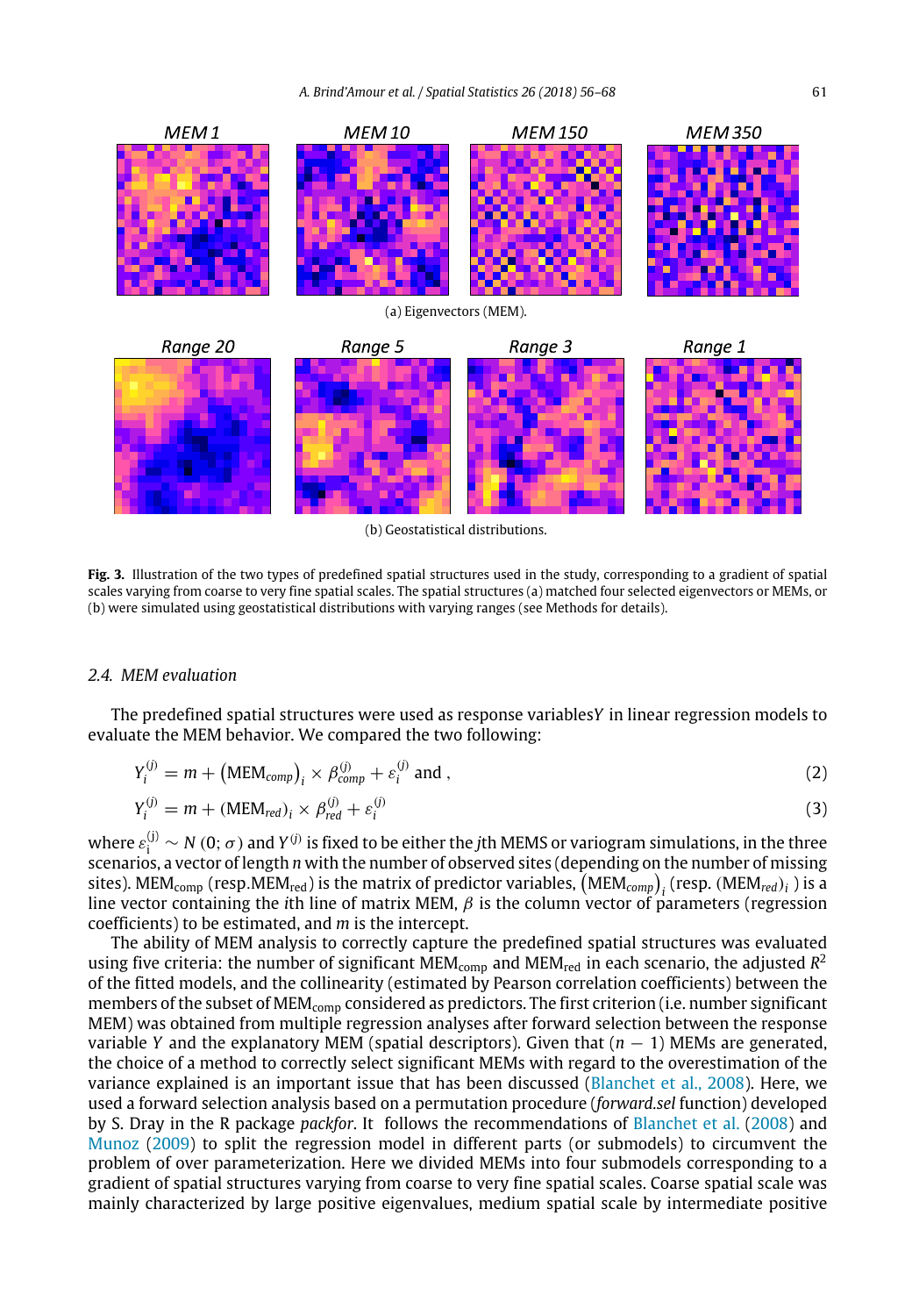MEM 1 MEM 10 MEM 150 MEM 350

(a) Eigenvectors (MEM).

Range 20 Range 5 Range 3 Range 1

(b) Geostatistical distributions.

**Fig. 3.** Illustration of the two types of predefined spatial structures used in the study, corresponding to a gradient of spatial scales varying from coarse to very fine spatial scales. The spatial structures (a) matched four selected eigenvectors or MEMs, or (b) were simulated using geostatistical distributions with varying ranges (see Methods for details).

### 2.4. MEM evaluation

The predefined spatial structures were used as response variables$Y$ in linear regression models to evaluate the MEM behavior. We compared the two following:

$$Y_i^{(j)} = m + \left(\text{MEM}_{comp}\right)_i \times \beta_{comp}^{(j)} + \varepsilon_i^{(j)} \text{ and ,} \tag{2}$$

$$Y_i^{(j)} = m + (\text{MEM}_{red})_i \times \beta_{red}^{(j)} + \varepsilon_i^{(j)} \tag{3}$$

where $\varepsilon_i^{(j)} \sim N\,(0;\sigma)$ and $Y^{(j)}$ is fixed to be either the $j$th MEMS or variogram simulations, in the three scenarios, a vector of length $n$ with the number of observed sites (depending on the number of missing sites). $\text{MEM}_{\text{comp}}$ (resp.$\text{MEM}_{\text{red}}$) is the matrix of predictor variables, $\left(\text{MEM}_{comp}\right)_i$ (resp. $(\text{MEM}_{red})_i$ ) is a line vector containing the $i$th line of matrix MEM, $\beta$ is the column vector of parameters (regression coefficients) to be estimated, and $m$ is the intercept.

The ability of MEM analysis to correctly capture the predefined spatial structures was evaluated using five criteria: the number of significant $\text{MEM}_{\text{comp}}$ and $\text{MEM}_{\text{red}}$ in each scenario, the adjusted $R^2$ of the fitted models, and the collinearity (estimated by Pearson correlation coefficients) between the members of the subset of $\text{MEM}_{\text{comp}}$ considered as predictors. The first criterion (i.e. number significant MEM) was obtained from multiple regression analyses after forward selection between the response variable $Y$ and the explanatory MEM (spatial descriptors). Given that $(n - 1)$ MEMs are generated, the choice of a method to correctly select significant MEMs with regard to the overestimation of the variance explained is an important issue that has been discussed (Blanchet et al., 2008). Here, we used a forward selection analysis based on a permutation procedure (*forward.sel* function) developed by S. Dray in the R package *packfor*. It follows the recommendations of Blanchet et al. (2008) and Munoz (2009) to split the regression model in different parts (or submodels) to circumvent the problem of over parameterization. Here we divided MEMs into four submodels corresponding to a gradient of spatial structures varying from coarse to very fine spatial scales. Coarse spatial scale was mainly characterized by large positive eigenvalues, medium spatial scale by intermediate positive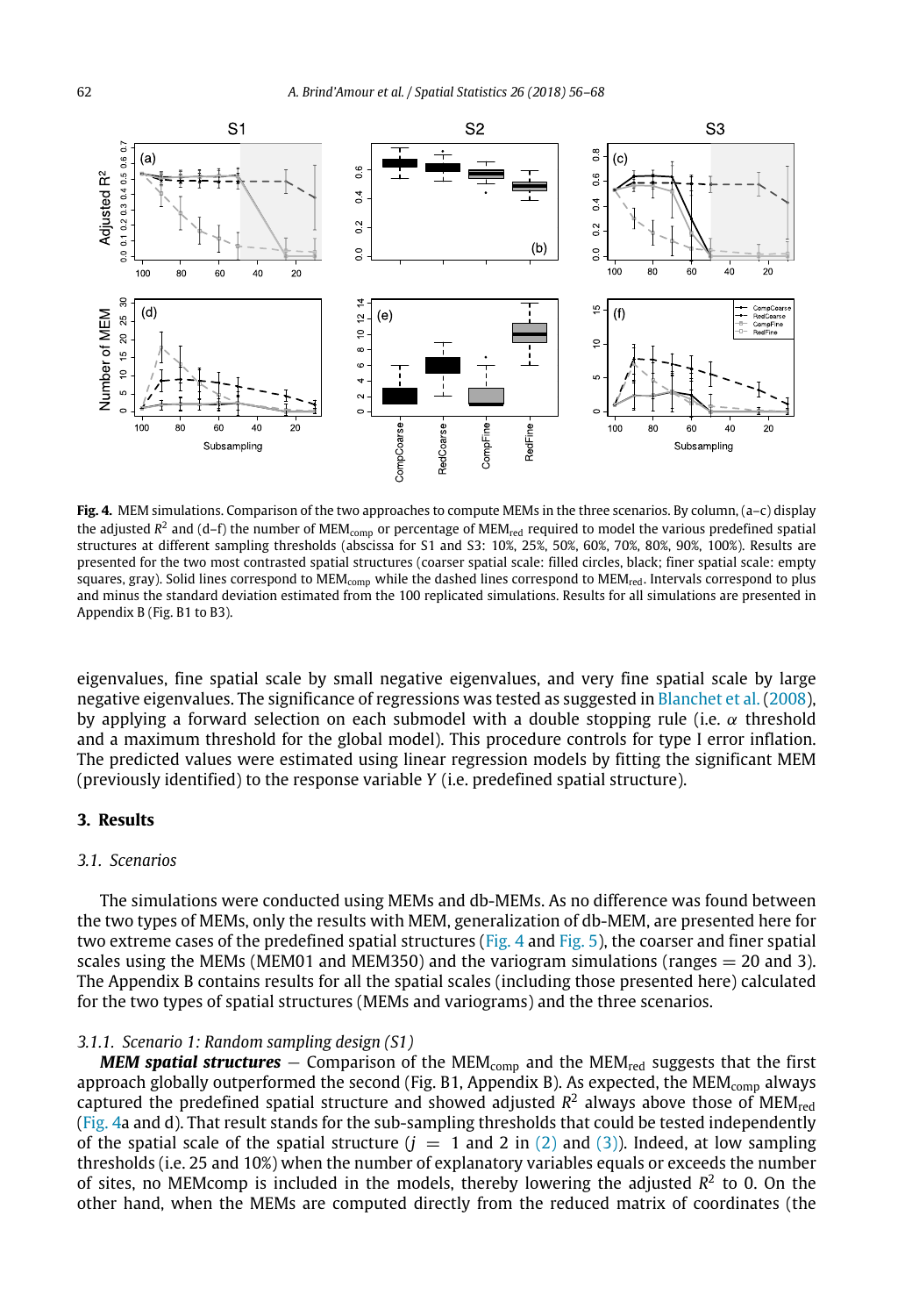**Fig. 4.** MEM simulations. Comparison of the two approaches to compute MEMs in the three scenarios. By column, (a–c) display the adjusted $R^2$ and (d–f) the number of $MEM_{comp}$ or percentage of $MEM_{red}$ required to model the various predefined spatial structures at different sampling thresholds (abscissa for S1 and S3: 10%, 25%, 50%, 60%, 70%, 80%, 90%, 100%). Results are presented for the two most contrasted spatial structures (coarser spatial scale: filled circles, black; finer spatial scale: empty squares, gray). Solid lines correspond to $MEM_{comp}$ while the dashed lines correspond to $MEM_{red}$. Intervals correspond to plus and minus the standard deviation estimated from the 100 replicated simulations. Results for all simulations are presented in Appendix B (Fig. B1 to B3).

eigenvalues, fine spatial scale by small negative eigenvalues, and very fine spatial scale by large negative eigenvalues. The significance of regressions was tested as suggested in Blanchet et al. (2008), by applying a forward selection on each submodel with a double stopping rule (i.e. $\alpha$ threshold and a maximum threshold for the global model). This procedure controls for type I error inflation. The predicted values were estimated using linear regression models by fitting the significant MEM (previously identified) to the response variable $Y$ (i.e. predefined spatial structure).

## 3. Results

### 3.1. Scenarios

The simulations were conducted using MEMs and db-MEMs. As no difference was found between the two types of MEMs, only the results with MEM, generalization of db-MEM, are presented here for two extreme cases of the predefined spatial structures (Fig. 4 and Fig. 5), the coarser and finer spatial scales using the MEMs (MEM01 and MEM350) and the variogram simulations (ranges = 20 and 3). The Appendix B contains results for all the spatial scales (including those presented here) calculated for the two types of spatial structures (MEMs and variograms) and the three scenarios.

#### 3.1.1. Scenario 1: Random sampling design (S1)

***MEM spatial structures*** — Comparison of the $MEM_{comp}$ and the $MEM_{red}$ suggests that the first approach globally outperformed the second (Fig. B1, Appendix B). As expected, the $MEM_{comp}$ always captured the predefined spatial structure and showed adjusted $R^2$ always above those of $MEM_{red}$ (Fig. 4a and d). That result stands for the sub-sampling thresholds that could be tested independently of the spatial scale of the spatial structure ($j = 1$ and 2 in (2) and (3)). Indeed, at low sampling thresholds (i.e. 25 and 10%) when the number of explanatory variables equals or exceeds the number of sites, no MEMcomp is included in the models, thereby lowering the adjusted $R^2$ to 0. On the other hand, when the MEMs are computed directly from the reduced matrix of coordinates (the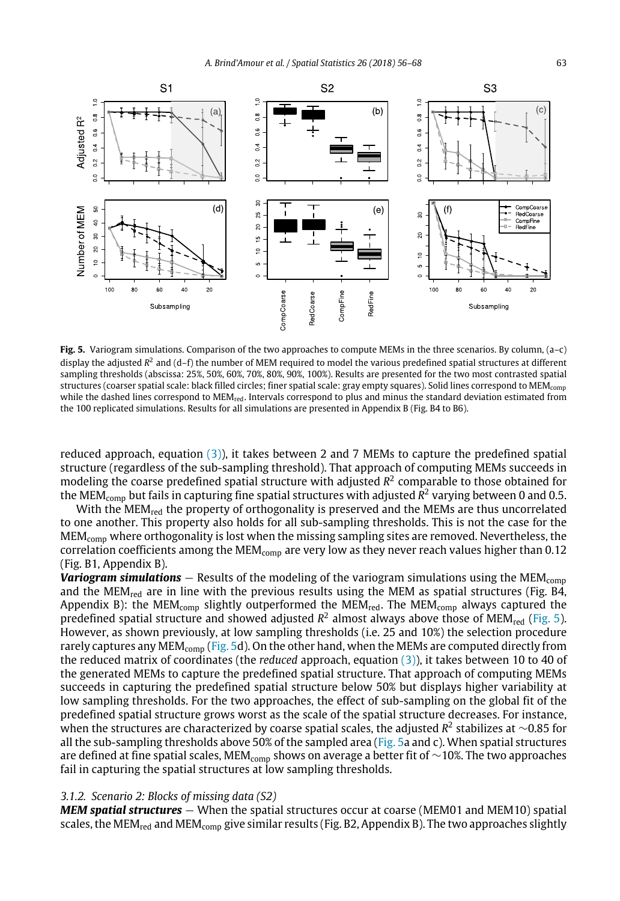**Fig. 5.** Variogram simulations. Comparison of the two approaches to compute MEMs in the three scenarios. By column, (a–c) display the adjusted $R^2$ and (d–f) the number of MEM required to model the various predefined spatial structures at different sampling thresholds (abscissa: 25%, 50%, 60%, 70%, 80%, 90%, 100%). Results are presented for the two most contrasted spatial structures (coarser spatial scale: black filled circles; finer spatial scale: gray empty squares). Solid lines correspond to $MEM_{comp}$ while the dashed lines correspond to $MEM_{red}$. Intervals correspond to plus and minus the standard deviation estimated from the 100 replicated simulations. Results for all simulations are presented in Appendix B (Fig. B4 to B6).

reduced approach, equation (3)), it takes between 2 and 7 MEMs to capture the predefined spatial structure (regardless of the sub-sampling threshold). That approach of computing MEMs succeeds in modeling the coarse predefined spatial structure with adjusted $R^2$ comparable to those obtained for the $MEM_{comp}$ but fails in capturing fine spatial structures with adjusted $R^2$ varying between 0 and 0.5.

With the $MEM_{red}$ the property of orthogonality is preserved and the MEMs are thus uncorrelated to one another. This property also holds for all sub-sampling thresholds. This is not the case for the $MEM_{comp}$ where orthogonality is lost when the missing sampling sites are removed. Nevertheless, the correlation coefficients among the $MEM_{comp}$ are very low as they never reach values higher than 0.12 (Fig. B1, Appendix B).

***Variogram simulations*** — Results of the modeling of the variogram simulations using the $MEM_{comp}$ and the $MEM_{red}$ are in line with the previous results using the MEM as spatial structures (Fig. B4, Appendix B): the $MEM_{comp}$ slightly outperformed the $MEM_{red}$. The $MEM_{comp}$ always captured the predefined spatial structure and showed adjusted $R^2$ almost always above those of $MEM_{red}$ (Fig. 5). However, as shown previously, at low sampling thresholds (i.e. 25 and 10%) the selection procedure rarely captures any $MEM_{comp}$ (Fig. 5d). On the other hand, when the MEMs are computed directly from the reduced matrix of coordinates (the *reduced* approach, equation (3)), it takes between 10 to 40 of the generated MEMs to capture the predefined spatial structure. That approach of computing MEMs succeeds in capturing the predefined spatial structure below 50% but displays higher variability at low sampling thresholds. For the two approaches, the effect of sub-sampling on the global fit of the predefined spatial structure grows worst as the scale of the spatial structure decreases. For instance, when the structures are characterized by coarse spatial scales, the adjusted $R^2$ stabilizes at ~0.85 for all the sub-sampling thresholds above 50% of the sampled area (Fig. 5a and c). When spatial structures are defined at fine spatial scales, $MEM_{comp}$ shows on average a better fit of ~10%. The two approaches fail in capturing the spatial structures at low sampling thresholds.

### *3.1.2. Scenario 2: Blocks of missing data (S2)*

***MEM spatial structures*** — When the spatial structures occur at coarse (MEM01 and MEM10) spatial scales, the $MEM_{red}$ and $MEM_{comp}$ give similar results (Fig. B2, Appendix B). The two approaches slightly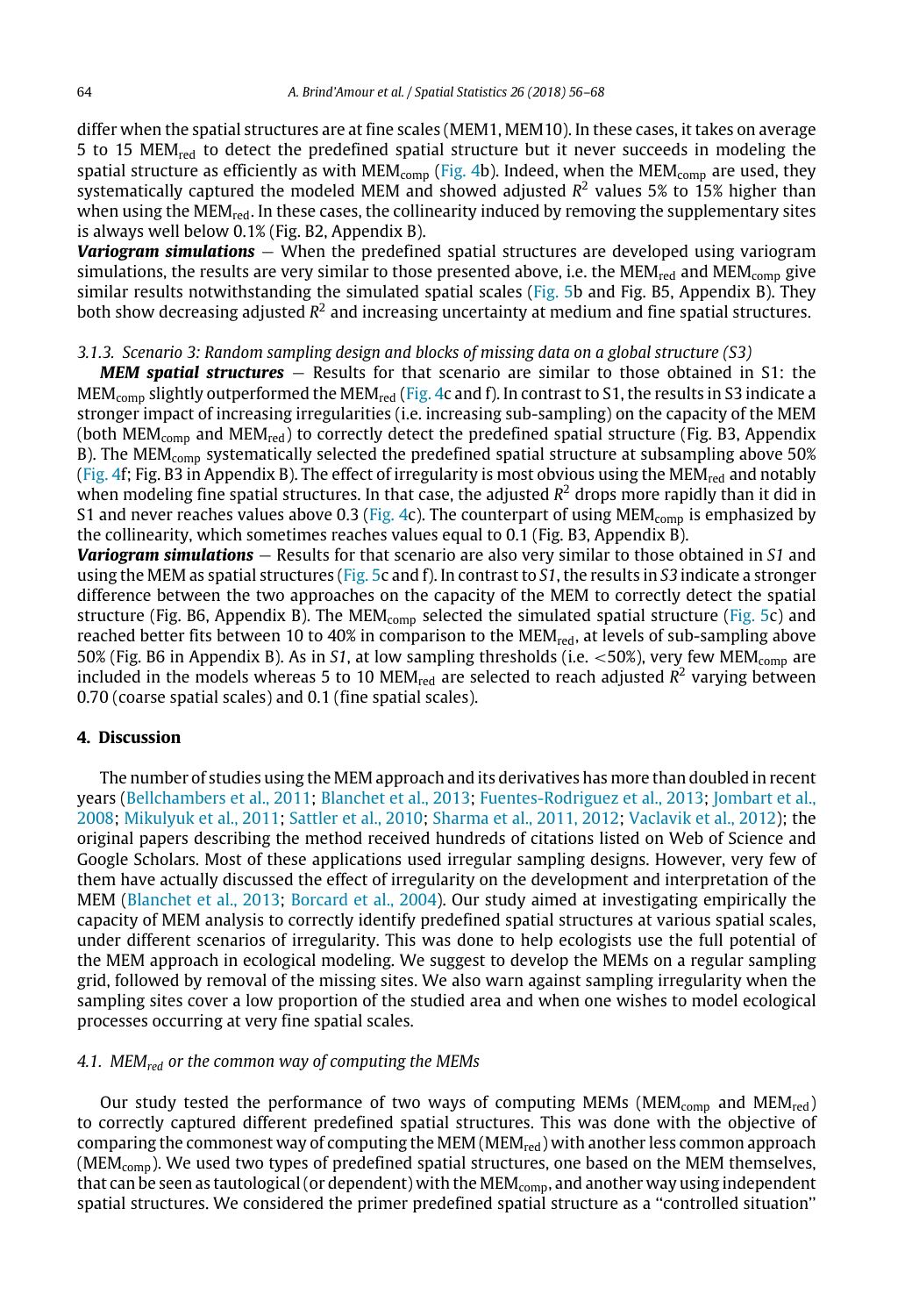differ when the spatial structures are at fine scales (MEM1, MEM10). In these cases, it takes on average 5 to 15 $MEM_{red}$ to detect the predefined spatial structure but it never succeeds in modeling the spatial structure as efficiently as with $MEM_{comp}$ (Fig. 4b). Indeed, when the $MEM_{comp}$ are used, they systematically captured the modeled MEM and showed adjusted $R^2$ values 5% to 15% higher than when using the $MEM_{red}$. In these cases, the collinearity induced by removing the supplementary sites is always well below 0.1% (Fig. B2, Appendix B).

***Variogram simulations*** — When the predefined spatial structures are developed using variogram simulations, the results are very similar to those presented above, i.e. the $MEM_{red}$ and $MEM_{comp}$ give similar results notwithstanding the simulated spatial scales (Fig. 5b and Fig. B5, Appendix B). They both show decreasing adjusted $R^2$ and increasing uncertainty at medium and fine spatial structures.

### *3.1.3. Scenario 3: Random sampling design and blocks of missing data on a global structure (S3)*

***MEM spatial structures*** — Results for that scenario are similar to those obtained in S1: the $MEM_{comp}$ slightly outperformed the $MEM_{red}$ (Fig. 4c and f). In contrast to S1, the results in S3 indicate a stronger impact of increasing irregularities (i.e. increasing sub-sampling) on the capacity of the MEM (both $MEM_{comp}$ and $MEM_{red}$) to correctly detect the predefined spatial structure (Fig. B3, Appendix B). The $MEM_{comp}$ systematically selected the predefined spatial structure at subsampling above 50% (Fig. 4f; Fig. B3 in Appendix B). The effect of irregularity is most obvious using the $MEM_{red}$ and notably when modeling fine spatial structures. In that case, the adjusted $R^2$ drops more rapidly than it did in S1 and never reaches values above 0.3 (Fig. 4c). The counterpart of using $MEM_{comp}$ is emphasized by the collinearity, which sometimes reaches values equal to 0.1 (Fig. B3, Appendix B).

***Variogram simulations*** — Results for that scenario are also very similar to those obtained in *S1* and using the MEM as spatial structures (Fig. 5c and f). In contrast to *S1*, the results in *S3* indicate a stronger difference between the two approaches on the capacity of the MEM to correctly detect the spatial structure (Fig. B6, Appendix B). The $MEM_{comp}$ selected the simulated spatial structure (Fig. 5c) and reached better fits between 10 to 40% in comparison to the $MEM_{red}$, at levels of sub-sampling above 50% (Fig. B6 in Appendix B). As in *S1*, at low sampling thresholds (i.e. <50%), very few $MEM_{comp}$ are included in the models whereas 5 to 10 $MEM_{red}$ are selected to reach adjusted $R^2$ varying between 0.70 (coarse spatial scales) and 0.1 (fine spatial scales).

## 4. Discussion

The number of studies using the MEM approach and its derivatives has more than doubled in recent years (Bellchambers et al., 2011; Blanchet et al., 2013; Fuentes-Rodriguez et al., 2013; Jombart et al., 2008; Mikulyuk et al., 2011; Sattler et al., 2010; Sharma et al., 2011, 2012; Vaclavik et al., 2012); the original papers describing the method received hundreds of citations listed on Web of Science and Google Scholars. Most of these applications used irregular sampling designs. However, very few of them have actually discussed the effect of irregularity on the development and interpretation of the MEM (Blanchet et al., 2013; Borcard et al., 2004). Our study aimed at investigating empirically the capacity of MEM analysis to correctly identify predefined spatial structures at various spatial scales, under different scenarios of irregularity. This was done to help ecologists use the full potential of the MEM approach in ecological modeling. We suggest to develop the MEMs on a regular sampling grid, followed by removal of the missing sites. We also warn against sampling irregularity when the sampling sites cover a low proportion of the studied area and when one wishes to model ecological processes occurring at very fine spatial scales.

### *4.1. $MEM_{red}$ or the common way of computing the MEMs*

Our study tested the performance of two ways of computing MEMs ($MEM_{comp}$ and $MEM_{red}$) to correctly captured different predefined spatial structures. This was done with the objective of comparing the commonest way of computing the MEM ($MEM_{red}$) with another less common approach ($MEM_{comp}$). We used two types of predefined spatial structures, one based on the MEM themselves, that can be seen as tautological (or dependent) with the $MEM_{comp}$, and another way using independent spatial structures. We considered the primer predefined spatial structure as a "controlled situation"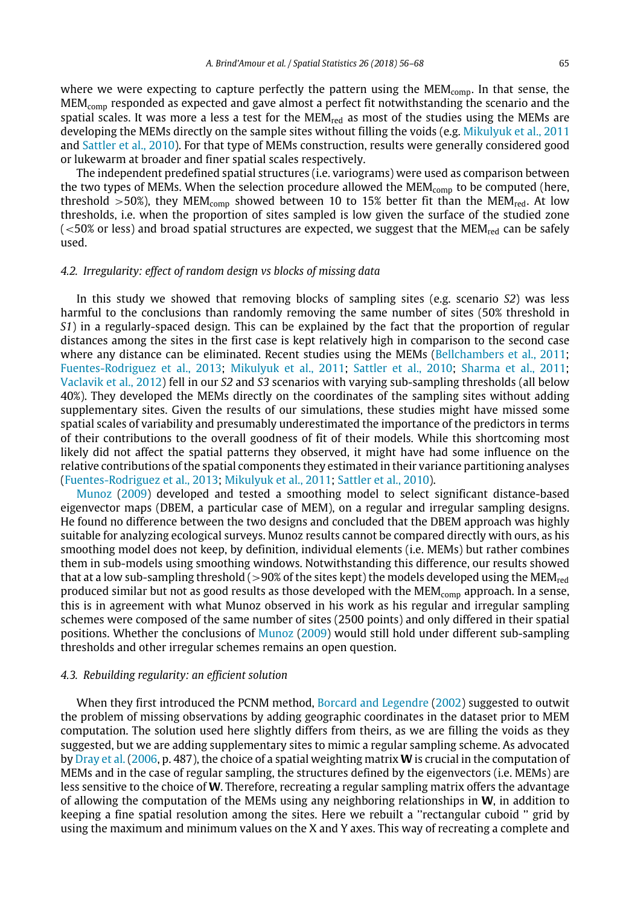where we were expecting to capture perfectly the pattern using the $MEM_{comp}$. In that sense, the $MEM_{comp}$ responded as expected and gave almost a perfect fit notwithstanding the scenario and the spatial scales. It was more a less a test for the $MEM_{red}$ as most of the studies using the MEMs are developing the MEMs directly on the sample sites without filling the voids (e.g. Mikulyuk et al., 2011 and Sattler et al., 2010). For that type of MEMs construction, results were generally considered good or lukewarm at broader and finer spatial scales respectively.

The independent predefined spatial structures (i.e. variograms) were used as comparison between the two types of MEMs. When the selection procedure allowed the $MEM_{comp}$ to be computed (here, threshold >50%), they $MEM_{comp}$ showed between 10 to 15% better fit than the $MEM_{red}$. At low thresholds, i.e. when the proportion of sites sampled is low given the surface of the studied zone (<50% or less) and broad spatial structures are expected, we suggest that the $MEM_{red}$ can be safely used.

### 4.2. Irregularity: effect of random design vs blocks of missing data

In this study we showed that removing blocks of sampling sites (e.g. scenario *S2*) was less harmful to the conclusions than randomly removing the same number of sites (50% threshold in *S1*) in a regularly-spaced design. This can be explained by the fact that the proportion of regular distances among the sites in the first case is kept relatively high in comparison to the second case where any distance can be eliminated. Recent studies using the MEMs (Bellchambers et al., 2011; Fuentes-Rodriguez et al., 2013; Mikulyuk et al., 2011; Sattler et al., 2010; Sharma et al., 2011; Vaclavik et al., 2012) fell in our *S2* and *S3* scenarios with varying sub-sampling thresholds (all below 40%). They developed the MEMs directly on the coordinates of the sampling sites without adding supplementary sites. Given the results of our simulations, these studies might have missed some spatial scales of variability and presumably underestimated the importance of the predictors in terms of their contributions to the overall goodness of fit of their models. While this shortcoming most likely did not affect the spatial patterns they observed, it might have had some influence on the relative contributions of the spatial components they estimated in their variance partitioning analyses (Fuentes-Rodriguez et al., 2013; Mikulyuk et al., 2011; Sattler et al., 2010).

Munoz (2009) developed and tested a smoothing model to select significant distance-based eigenvector maps (DBEM, a particular case of MEM), on a regular and irregular sampling designs. He found no difference between the two designs and concluded that the DBEM approach was highly suitable for analyzing ecological surveys. Munoz results cannot be compared directly with ours, as his smoothing model does not keep, by definition, individual elements (i.e. MEMs) but rather combines them in sub-models using smoothing windows. Notwithstanding this difference, our results showed that at a low sub-sampling threshold (>90% of the sites kept) the models developed using the $MEM_{red}$ produced similar but not as good results as those developed with the $MEM_{comp}$ approach. In a sense, this is in agreement with what Munoz observed in his work as his regular and irregular sampling schemes were composed of the same number of sites (2500 points) and only differed in their spatial positions. Whether the conclusions of Munoz (2009) would still hold under different sub-sampling thresholds and other irregular schemes remains an open question.

### 4.3. Rebuilding regularity: an efficient solution

When they first introduced the PCNM method, Borcard and Legendre (2002) suggested to outwit the problem of missing observations by adding geographic coordinates in the dataset prior to MEM computation. The solution used here slightly differs from theirs, as we are filling the voids as they suggested, but we are adding supplementary sites to mimic a regular sampling scheme. As advocated by Dray et al. (2006, p. 487), the choice of a spatial weighting matrix **W** is crucial in the computation of MEMs and in the case of regular sampling, the structures defined by the eigenvectors (i.e. MEMs) are less sensitive to the choice of **W**. Therefore, recreating a regular sampling matrix offers the advantage of allowing the computation of the MEMs using any neighboring relationships in **W**, in addition to keeping a fine spatial resolution among the sites. Here we rebuilt a ''rectangular cuboid '' grid by using the maximum and minimum values on the X and Y axes. This way of recreating a complete and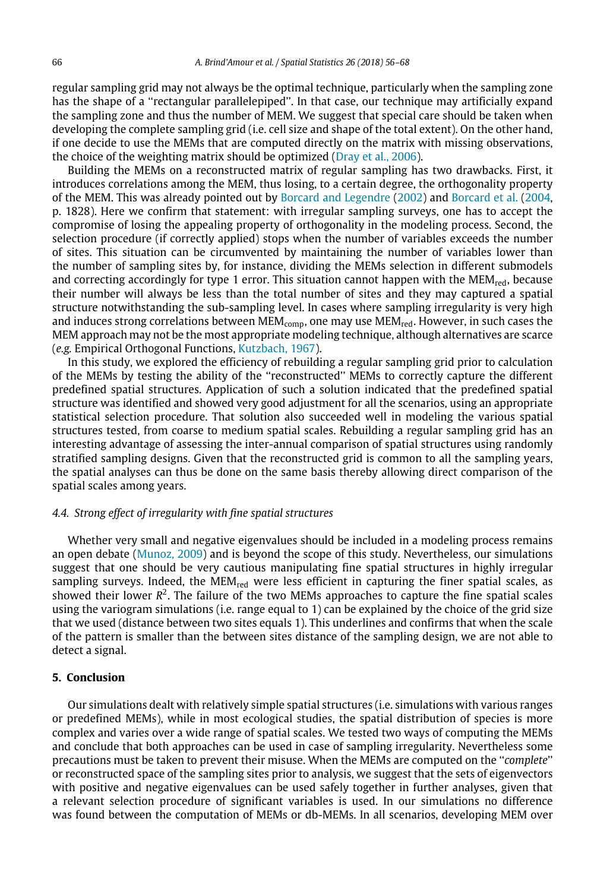regular sampling grid may not always be the optimal technique, particularly when the sampling zone has the shape of a "rectangular parallelepiped". In that case, our technique may artificially expand the sampling zone and thus the number of MEM. We suggest that special care should be taken when developing the complete sampling grid (i.e. cell size and shape of the total extent). On the other hand, if one decide to use the MEMs that are computed directly on the matrix with missing observations, the choice of the weighting matrix should be optimized (Dray et al., 2006).

Building the MEMs on a reconstructed matrix of regular sampling has two drawbacks. First, it introduces correlations among the MEM, thus losing, to a certain degree, the orthogonality property of the MEM. This was already pointed out by Borcard and Legendre (2002) and Borcard et al. (2004, p. 1828). Here we confirm that statement: with irregular sampling surveys, one has to accept the compromise of losing the appealing property of orthogonality in the modeling process. Second, the selection procedure (if correctly applied) stops when the number of variables exceeds the number of sites. This situation can be circumvented by maintaining the number of variables lower than the number of sampling sites by, for instance, dividing the MEMs selection in different submodels and correcting accordingly for type 1 error. This situation cannot happen with the $MEM_{red}$, because their number will always be less than the total number of sites and they may captured a spatial structure notwithstanding the sub-sampling level. In cases where sampling irregularity is very high and induces strong correlations between $MEM_{comp}$, one may use $MEM_{red}$. However, in such cases the MEM approach may not be the most appropriate modeling technique, although alternatives are scarce (*e.g.* Empirical Orthogonal Functions, Kutzbach, 1967).

In this study, we explored the efficiency of rebuilding a regular sampling grid prior to calculation of the MEMs by testing the ability of the "reconstructed" MEMs to correctly capture the different predefined spatial structures. Application of such a solution indicated that the predefined spatial structure was identified and showed very good adjustment for all the scenarios, using an appropriate statistical selection procedure. That solution also succeeded well in modeling the various spatial structures tested, from coarse to medium spatial scales. Rebuilding a regular sampling grid has an interesting advantage of assessing the inter-annual comparison of spatial structures using randomly stratified sampling designs. Given that the reconstructed grid is common to all the sampling years, the spatial analyses can thus be done on the same basis thereby allowing direct comparison of the spatial scales among years.

### *4.4. Strong effect of irregularity with fine spatial structures*

Whether very small and negative eigenvalues should be included in a modeling process remains an open debate (Munoz, 2009) and is beyond the scope of this study. Nevertheless, our simulations suggest that one should be very cautious manipulating fine spatial structures in highly irregular sampling surveys. Indeed, the $MEM_{red}$ were less efficient in capturing the finer spatial scales, as showed their lower $R^2$. The failure of the two MEMs approaches to capture the fine spatial scales using the variogram simulations (i.e. range equal to 1) can be explained by the choice of the grid size that we used (distance between two sites equals 1). This underlines and confirms that when the scale of the pattern is smaller than the between sites distance of the sampling design, we are not able to detect a signal.

## 5. Conclusion

Our simulations dealt with relatively simple spatial structures (i.e. simulations with various ranges or predefined MEMs), while in most ecological studies, the spatial distribution of species is more complex and varies over a wide range of spatial scales. We tested two ways of computing the MEMs and conclude that both approaches can be used in case of sampling irregularity. Nevertheless some precautions must be taken to prevent their misuse. When the MEMs are computed on the "*complete*" or reconstructed space of the sampling sites prior to analysis, we suggest that the sets of eigenvectors with positive and negative eigenvalues can be used safely together in further analyses, given that a relevant selection procedure of significant variables is used. In our simulations no difference was found between the computation of MEMs or db-MEMs. In all scenarios, developing MEM over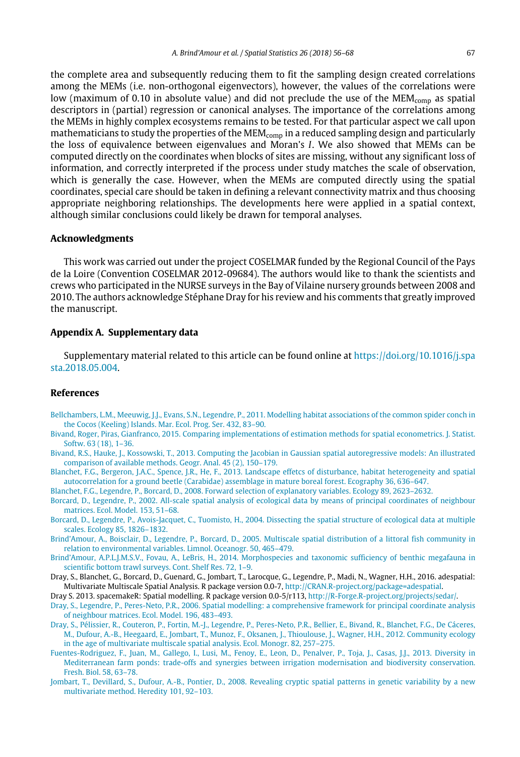the complete area and subsequently reducing them to fit the sampling design created correlations among the MEMs (i.e. non-orthogonal eigenvectors), however, the values of the correlations were low (maximum of 0.10 in absolute value) and did not preclude the use of the $\text{MEM}_{comp}$ as spatial descriptors in (partial) regression or canonical analyses. The importance of the correlations among the MEMs in highly complex ecosystems remains to be tested. For that particular aspect we call upon mathematicians to study the properties of the $\text{MEM}_{comp}$ in a reduced sampling design and particularly the loss of equivalence between eigenvalues and Moran's $I$. We also showed that MEMs can be computed directly on the coordinates when blocks of sites are missing, without any significant loss of information, and correctly interpreted if the process under study matches the scale of observation, which is generally the case. However, when the MEMs are computed directly using the spatial coordinates, special care should be taken in defining a relevant connectivity matrix and thus choosing appropriate neighboring relationships. The developments here were applied in a spatial context, although similar conclusions could likely be drawn for temporal analyses.

## Acknowledgments

This work was carried out under the project COSELMAR funded by the Regional Council of the Pays de la Loire (Convention COSELMAR 2012-09684). The authors would like to thank the scientists and crews who participated in the NURSE surveys in the Bay of Vilaine nursery grounds between 2008 and 2010. The authors acknowledge Stéphane Dray for his review and his comments that greatly improved the manuscript.

## Appendix A. Supplementary data

Supplementary material related to this article can be found online at https://doi.org/10.1016/j.spasta.2018.05.004.

## References

Bellchambers, L.M., Meeuwig, J.J., Evans, S.N., Legendre, P., 2011. Modelling habitat associations of the common spider conch in the Cocos (Keeling) Islands. Mar. Ecol. Prog. Ser. 432, 83–90.

Bivand, Roger, Piras, Gianfranco, 2015. Comparing implementations of estimation methods for spatial econometrics. J. Statist. Softw. 63 (18), 1–36.

Bivand, R.S., Hauke, J., Kossowski, T., 2013. Computing the Jacobian in Gaussian spatial autoregressive models: An illustrated comparison of available methods. Geogr. Anal. 45 (2), 150–179.

Blanchet, F.G., Bergeron, J.A.C., Spence, J.R., He, F., 2013. Landscape effetcs of disturbance, habitat heterogeneity and spatial autocorrelation for a ground beetle (Carabidae) assemblage in mature boreal forest. Ecography 36, 636–647.

Blanchet, F.G., Legendre, P., Borcard, D., 2008. Forward selection of explanatory variables. Ecology 89, 2623–2632.

Borcard, D., Legendre, P., 2002. All-scale spatial analysis of ecological data by means of principal coordinates of neighbour matrices. Ecol. Model. 153, 51–68.

Borcard, D., Legendre, P., Avois-Jacquet, C., Tuomisto, H., 2004. Dissecting the spatial structure of ecological data at multiple scales. Ecology 85, 1826–1832.

Brind'Amour, A., Boisclair, D., Legendre, P., Borcard, D., 2005. Multiscale spatial distribution of a littoral fish community in relation to environmental variables. Limnol. Oceanogr. 50, 465–479.

Brind'Amour, A.P.L.J.M.S.V., Fovau, A., LeBris, H., 2014. Morphospecies and taxonomic sufficiency of benthic megafauna in scientific bottom trawl surveys. Cont. Shelf Res. 72, 1–9.

Dray, S., Blanchet, G., Borcard, D., Guenard, G., Jombart, T., Larocque, G., Legendre, P., Madi, N., Wagner, H.H., 2016. adespatial: Multivariate Multiscale Spatial Analysis. R package version 0.0-7, http://CRAN.R-project.org/package=adespatial.

Dray S. 2013. spacemakeR: Spatial modelling. R package version 0.0-5/r113, http://R-Forge.R-project.org/projects/sedar/.

Dray, S., Legendre, P., Peres-Neto, P.R., 2006. Spatial modelling: a comprehensive framework for principal coordinate analysis of neighbour matrices. Ecol. Model. 196, 483–493.

Dray, S., Pélissier, R., Couteron, P., Fortin, M.-J., Legendre, P., Peres-Neto, P.R., Bellier, E., Bivand, R., Blanchet, F.G., De Cáceres, M., Dufour, A.-B., Heegaard, E., Jombart, T., Munoz, F., Oksanen, J., Thioulouse, J., Wagner, H.H., 2012. Community ecology in the age of multivariate multiscale spatial analysis. Ecol. Monogr. 82, 257–275.

Fuentes-Rodriguez, F., Juan, M., Gallego, I., Lusi, M., Fenoy, E., Leon, D., Penalver, P., Toja, J., Casas, J.J., 2013. Diversity in Mediterranean farm ponds: trade-offs and synergies between irrigation modernisation and biodiversity conservation. Fresh. Biol. 58, 63–78.

Jombart, T., Devillard, S., Dufour, A.-B., Pontier, D., 2008. Revealing cryptic spatial patterns in genetic variability by a new multivariate method. Heredity 101, 92–103.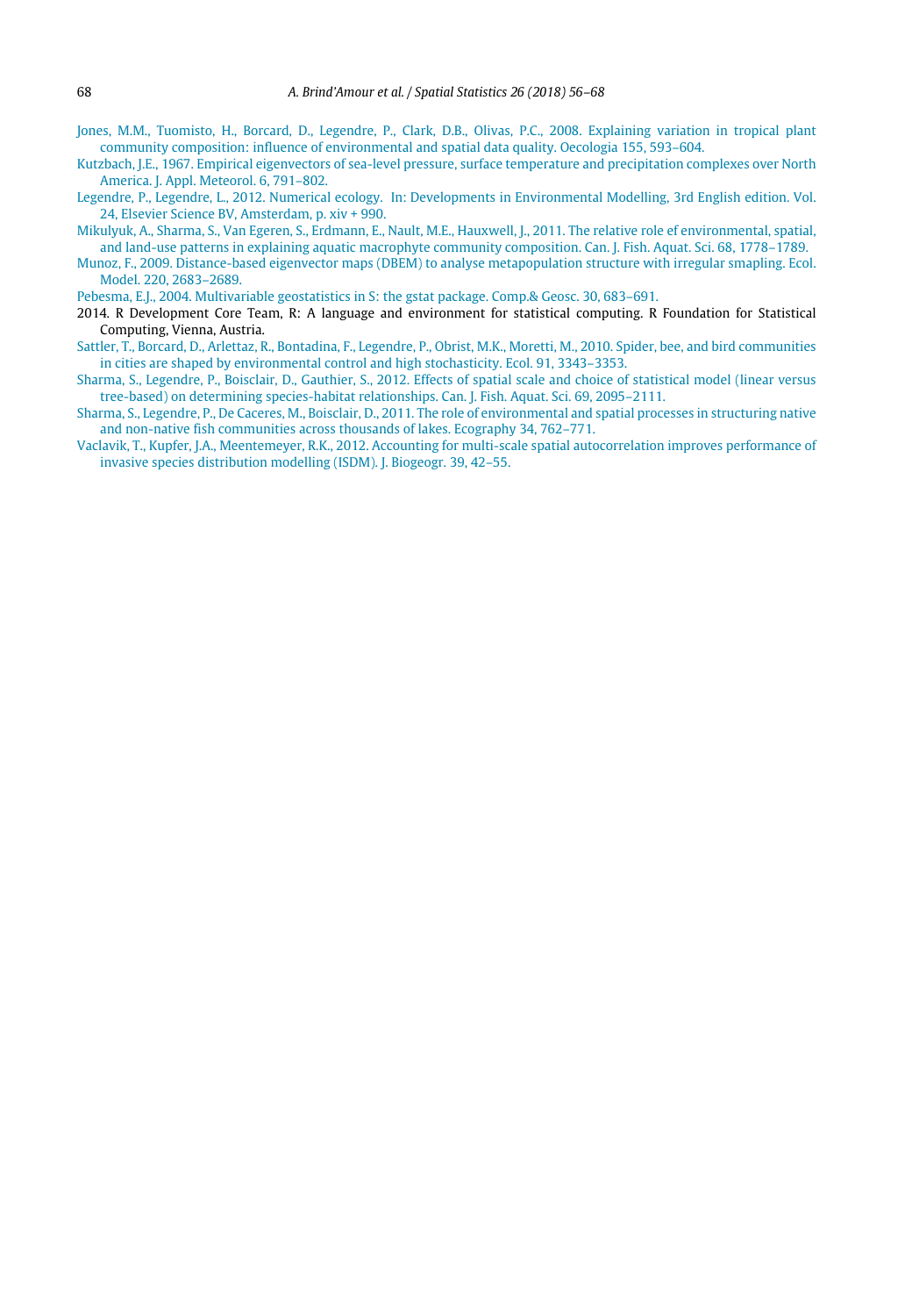Jones, M.M., Tuomisto, H., Borcard, D., Legendre, P., Clark, D.B., Olivas, P.C., 2008. Explaining variation in tropical plant community composition: influence of environmental and spatial data quality. Oecologia 155, 593–604.

Kutzbach, J.E., 1967. Empirical eigenvectors of sea-level pressure, surface temperature and precipitation complexes over North America. J. Appl. Meteorol. 6, 791–802.

Legendre, P., Legendre, L., 2012. Numerical ecology. In: Developments in Environmental Modelling, 3rd English edition. Vol. 24, Elsevier Science BV, Amsterdam, p. xiv + 990.

Mikulyuk, A., Sharma, S., Van Egeren, S., Erdmann, E., Nault, M.E., Hauxwell, J., 2011. The relative role ef environmental, spatial, and land-use patterns in explaining aquatic macrophyte community composition. Can. J. Fish. Aquat. Sci. 68, 1778–1789.

Munoz, F., 2009. Distance-based eigenvector maps (DBEM) to analyse metapopulation structure with irregular smapling. Ecol. Model. 220, 2683–2689.

Pebesma, E.J., 2004. Multivariable geostatistics in S: the gstat package. Comp.& Geosc. 30, 683–691.

2014. R Development Core Team, R: A language and environment for statistical computing. R Foundation for Statistical Computing, Vienna, Austria.

Sattler, T., Borcard, D., Arlettaz, R., Bontadina, F., Legendre, P., Obrist, M.K., Moretti, M., 2010. Spider, bee, and bird communities in cities are shaped by environmental control and high stochasticity. Ecol. 91, 3343–3353.

Sharma, S., Legendre, P., Boisclair, D., Gauthier, S., 2012. Effects of spatial scale and choice of statistical model (linear versus tree-based) on determining species-habitat relationships. Can. J. Fish. Aquat. Sci. 69, 2095–2111.

Sharma, S., Legendre, P., De Caceres, M., Boisclair, D., 2011. The role of environmental and spatial processes in structuring native and non-native fish communities across thousands of lakes. Ecography 34, 762–771.

Vaclavik, T., Kupfer, J.A., Meentemeyer, R.K., 2012. Accounting for multi-scale spatial autocorrelation improves performance of invasive species distribution modelling (ISDM). J. Biogeogr. 39, 42–55.